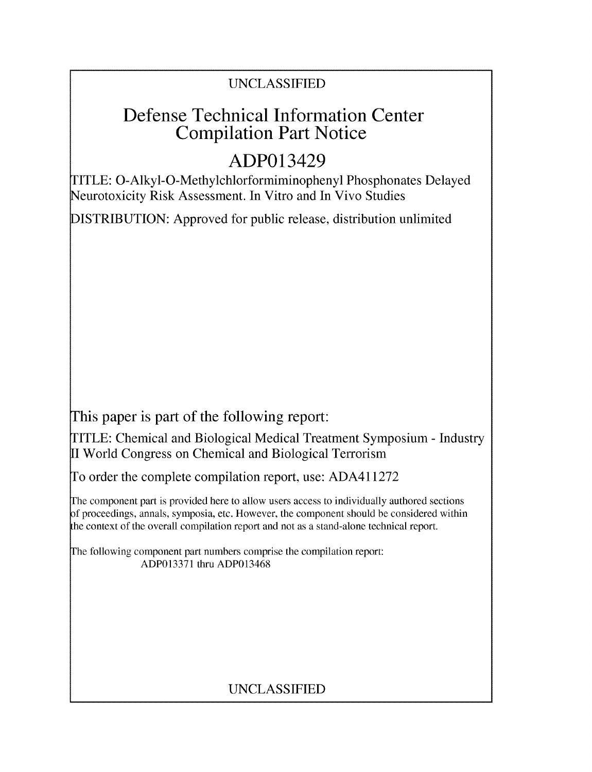UNCLASSIFIED

# Defense Technical Information Center Compilation Part Notice

## ADP013429

TITLE: O-Alkyl-O-Methylchlorformiminophenyl Phosphonates Delayed Neurotoxicity Risk Assessment. In Vitro and In Vivo Studies

DISTRIBUTION: Approved for public release, distribution unlimited

This paper is part of the following report:

TITLE: Chemical and Biological Medical Treatment Symposium - Industry II World Congress on Chemical and Biological Terrorism

To order the complete compilation report, use: ADA411272

The component part is provided here to allow users access to individually authored sections of proceedings, annals, symposia, etc. However, the component should be considered within the context of the overall compilation report and not as a stand-alone technical report.

The following component part numbers comprise the compilation report:
ADP013371 thru ADP013468

UNCLASSIFIED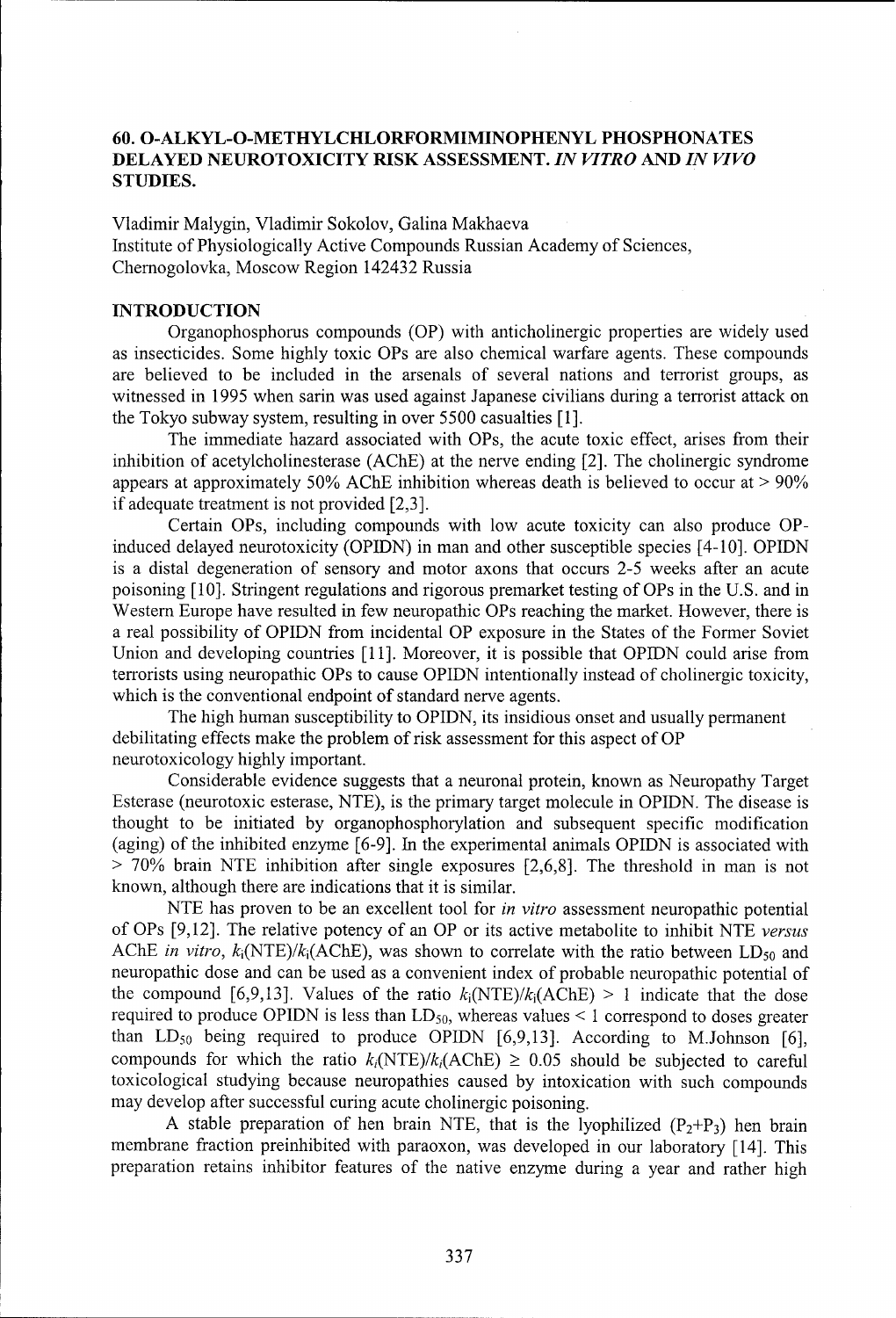## 60. O-ALKYL-O-METHYLCHLORFORMIMINOPHENYL PHOSPHONATES DELAYED NEUROTOXICITY RISK ASSESSMENT. *IN VITRO* AND *IN VIVO* STUDIES.

Vladimir Malygin, Vladimir Sokolov, Galina Makhaeva
Institute of Physiologically Active Compounds Russian Academy of Sciences, Chernogolovka, Moscow Region 142432 Russia

### INTRODUCTION

Organophosphorus compounds (OP) with anticholinergic properties are widely used as insecticides. Some highly toxic OPs are also chemical warfare agents. These compounds are believed to be included in the arsenals of several nations and terrorist groups, as witnessed in 1995 when sarin was used against Japanese civilians during a terrorist attack on the Tokyo subway system, resulting in over 5500 casualties [1].

The immediate hazard associated with OPs, the acute toxic effect, arises from their inhibition of acetylcholinesterase (AChE) at the nerve ending [2]. The cholinergic syndrome appears at approximately 50% AChE inhibition whereas death is believed to occur at > 90% if adequate treatment is not provided [2,3].

Certain OPs, including compounds with low acute toxicity can also produce OP-induced delayed neurotoxicity (OPIDN) in man and other susceptible species [4-10]. OPIDN is a distal degeneration of sensory and motor axons that occurs 2-5 weeks after an acute poisoning [10]. Stringent regulations and rigorous premarket testing of OPs in the U.S. and in Western Europe have resulted in few neuropathic OPs reaching the market. However, there is a real possibility of OPIDN from incidental OP exposure in the States of the Former Soviet Union and developing countries [11]. Moreover, it is possible that OPIDN could arise from terrorists using neuropathic OPs to cause OPIDN intentionally instead of cholinergic toxicity, which is the conventional endpoint of standard nerve agents.

The high human susceptibility to OPIDN, its insidious onset and usually permanent debilitating effects make the problem of risk assessment for this aspect of OP neurotoxicology highly important.

Considerable evidence suggests that a neuronal protein, known as Neuropathy Target Esterase (neurotoxic esterase, NTE), is the primary target molecule in OPIDN. The disease is thought to be initiated by organophosphorylation and subsequent specific modification (aging) of the inhibited enzyme [6-9]. In the experimental animals OPIDN is associated with > 70% brain NTE inhibition after single exposures [2,6,8]. The threshold in man is not known, although there are indications that it is similar.

NTE has proven to be an excellent tool for *in vitro* assessment neuropathic potential of OPs [9,12]. The relative potency of an OP or its active metabolite to inhibit NTE *versus* AChE *in vitro*, $k_i$(NTE)/$k_i$(AChE), was shown to correlate with the ratio between $LD_{50}$ and neuropathic dose and can be used as a convenient index of probable neuropathic potential of the compound [6,9,13]. Values of the ratio $k_i$(NTE)/$k_i$(AChE) > 1 indicate that the dose required to produce OPIDN is less than $LD_{50}$, whereas values < 1 correspond to doses greater than $LD_{50}$ being required to produce OPIDN [6,9,13]. According to M.Johnson [6], compounds for which the ratio $k_i$(NTE)/$k_i$(AChE) ≥ 0.05 should be subjected to careful toxicological studying because neuropathies caused by intoxication with such compounds may develop after successful curing acute cholinergic poisoning.

A stable preparation of hen brain NTE, that is the lyophilized ($P_2$+$P_3$) hen brain membrane fraction preinhibited with paraoxon, was developed in our laboratory [14]. This preparation retains inhibitor features of the native enzyme during a year and rather high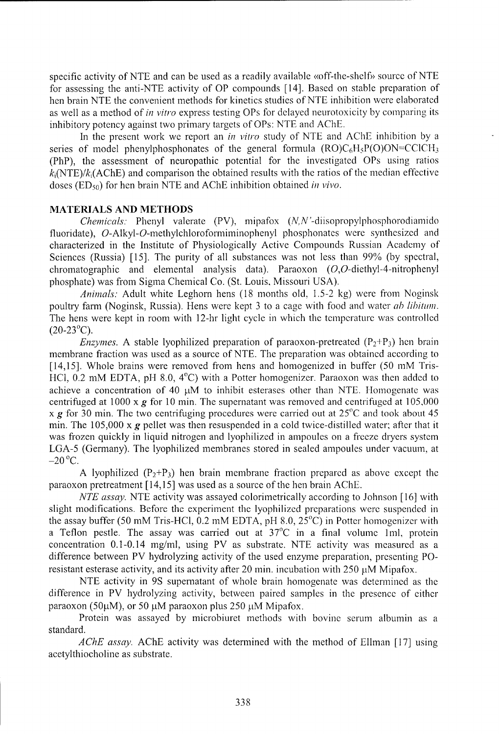specific activity of NTE and can be used as a readily available «off-the-shelf» source of NTE for assessing the anti-NTE activity of OP compounds [14]. Based on stable preparation of hen brain NTE the convenient methods for kinetics studies of NTE inhibition were elaborated as well as a method of *in vitro* express testing OPs for delayed neurotoxicity by comparing its inhibitory potency against two primary targets of OPs: NTE and AChE.

In the present work we report an *in vitro* study of NTE and AChE inhibition by a series of model phenylphosphonates of the general formula $(RO)C_6H_5P(O)ON{=}CClCH_3$ (PhP), the assessment of neuropathic potential for the investigated OPs using ratios $k_i(NTE)/k_i(AChE)$ and comparison the obtained results with the ratios of the median effective doses ($ED_{50}$) for hen brain NTE and AChE inhibition obtained *in vivo*.

## MATERIALS AND METHODS

*Chemicals:* Phenyl valerate (PV), mipafox (*N,N'*-diisopropylphosphorodiamido fluoridate), *O*-Alkyl-*O*-methylchloroformiminophenyl phosphonates were synthesized and characterized in the Institute of Physiologically Active Compounds Russian Academy of Sciences (Russia) [15]. The purity of all substances was not less than 99% (by spectral, chromatographic and elemental analysis data). Paraoxon (*O,O*-diethyl-4-nitrophenyl phosphate) was from Sigma Chemical Co. (St. Louis, Missouri USA).

*Animals:* Adult white Leghorn hens (18 months old, 1.5-2 kg) were from Noginsk poultry farm (Noginsk, Russia). Hens were kept 3 to a cage with food and water *ab libitum*. The hens were kept in room with 12-hr light cycle in which the temperature was controlled (20-23°C).

*Enzymes.* A stable lyophilized preparation of paraoxon-pretreated ($P_2$+$P_3$) hen brain membrane fraction was used as a source of NTE. The preparation was obtained according to [14,15]. Whole brains were removed from hens and homogenized in buffer (50 mM Tris-HCl, 0.2 mM EDTA, pH 8.0, 4°C) with a Potter homogenizer. Paraoxon was then added to achieve a concentration of 40 μM to inhibit esterases other than NTE. Homogenate was centrifuged at 1000 x *g* for 10 min. The supernatant was removed and centrifuged at 105,000 x *g* for 30 min. The two centrifuging procedures were carried out at 25°C and took about 45 min. The 105,000 x *g* pellet was then resuspended in a cold twice-distilled water; after that it was frozen quickly in liquid nitrogen and lyophilized in ampoules on a freeze dryers system LGA-5 (Germany). The lyophilized membranes stored in sealed ampoules under vacuum, at –20 °C.

A lyophilized ($P_2$+$P_3$) hen brain membrane fraction prepared as above except the paraoxon pretreatment [14,15] was used as a source of the hen brain AChE.

*NTE assay.* NTE activity was assayed colorimetrically according to Johnson [16] with slight modifications. Before the experiment the lyophilized preparations were suspended in the assay buffer (50 mM Tris-HCl, 0.2 mM EDTA, pH 8.0, 25°C) in Potter homogenizer with a Teflon pestle. The assay was carried out at 37°C in a final volume 1ml, protein concentration 0.1-0.14 mg/ml, using PV as substrate. NTE activity was measured as a difference between PV hydrolyzing activity of the used enzyme preparation, presenting PO-resistant esterase activity, and its activity after 20 min. incubation with 250 μM Mipafox.

NTE activity in 9S supernatant of whole brain homogenate was determined as the difference in PV hydrolyzing activity, between paired samples in the presence of either paraoxon (50μM), or 50 μM paraoxon plus 250 μM Mipafox.

Protein was assayed by microbiuret methods with bovine serum albumin as a standard.

*AChE assay.* AChE activity was determined with the method of Ellman [17] using acetylthiocholine as substrate.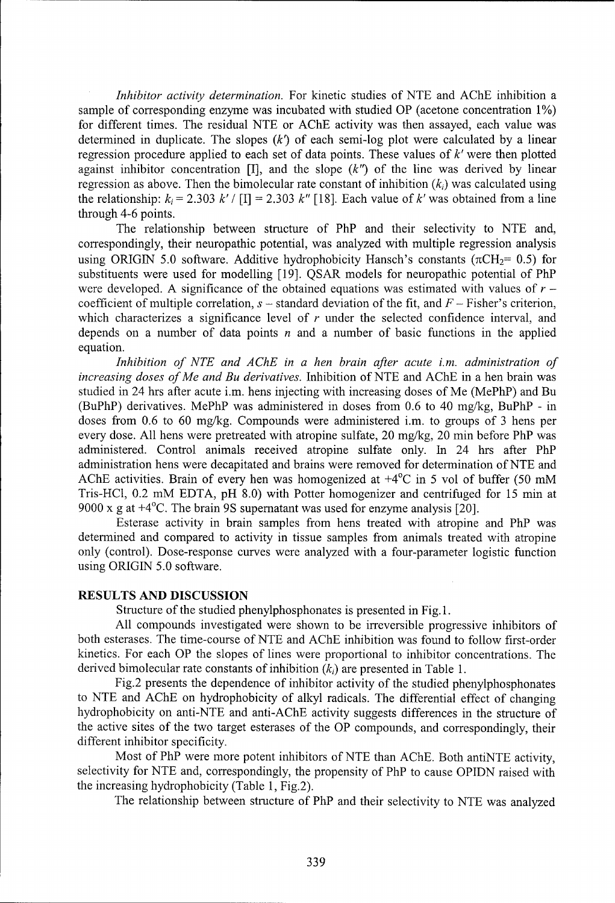*Inhibitor activity determination.* For kinetic studies of NTE and AChE inhibition a sample of corresponding enzyme was incubated with studied OP (acetone concentration 1%) for different times. The residual NTE or AChE activity was then assayed, each value was determined in duplicate. The slopes ($k'$) of each semi-log plot were calculated by a linear regression procedure applied to each set of data points. These values of $k'$ were then plotted against inhibitor concentration [I], and the slope ($k''$) of the line was derived by linear regression as above. Then the bimolecular rate constant of inhibition ($k_i$) was calculated using the relationship: $k_i = 2.303\ k' / [I] = 2.303\ k''$ [18]. Each value of $k'$ was obtained from a line through 4-6 points.

The relationship between structure of PhP and their selectivity to NTE and, correspondingly, their neuropathic potential, was analyzed with multiple regression analysis using ORIGIN 5.0 software. Additive hydrophobicity Hansch's constants ($\pi CH_2 = 0.5$) for substituents were used for modelling [19]. QSAR models for neuropathic potential of PhP were developed. A significance of the obtained equations was estimated with values of $r$ – coefficient of multiple correlation, $s$ – standard deviation of the fit, and $F$ – Fisher's criterion, which characterizes a significance level of $r$ under the selected confidence interval, and depends on a number of data points $n$ and a number of basic functions in the applied equation.

*Inhibition of NTE and AChE in a hen brain after acute i.m. administration of increasing doses of Me and Bu derivatives.* Inhibition of NTE and AChE in a hen brain was studied in 24 hrs after acute i.m. hens injecting with increasing doses of Me (MePhP) and Bu (BuPhP) derivatives. MePhP was administered in doses from 0.6 to 40 mg/kg, BuPhP - in doses from 0.6 to 60 mg/kg. Compounds were administered i.m. to groups of 3 hens per every dose. All hens were pretreated with atropine sulfate, 20 mg/kg, 20 min before PhP was administered. Control animals received atropine sulfate only. In 24 hrs after PhP administration hens were decapitated and brains were removed for determination of NTE and AChE activities. Brain of every hen was homogenized at +4°C in 5 vol of buffer (50 mM Tris-HCl, 0.2 mM EDTA, pH 8.0) with Potter homogenizer and centrifuged for 15 min at 9000 x g at +4°C. The brain 9S supernatant was used for enzyme analysis [20].

Esterase activity in brain samples from hens treated with atropine and PhP was determined and compared to activity in tissue samples from animals treated with atropine only (control). Dose-response curves were analyzed with a four-parameter logistic function using ORIGIN 5.0 software.

## RESULTS AND DISCUSSION

Structure of the studied phenylphosphonates is presented in Fig.1.

All compounds investigated were shown to be irreversible progressive inhibitors of both esterases. The time-course of NTE and AChE inhibition was found to follow first-order kinetics. For each OP the slopes of lines were proportional to inhibitor concentrations. The derived bimolecular rate constants of inhibition ($k_i$) are presented in Table 1.

Fig.2 presents the dependence of inhibitor activity of the studied phenylphosphonates to NTE and AChE on hydrophobicity of alkyl radicals. The differential effect of changing hydrophobicity on anti-NTE and anti-AChE activity suggests differences in the structure of the active sites of the two target esterases of the OP compounds, and correspondingly, their different inhibitor specificity.

Most of PhP were more potent inhibitors of NTE than AChE. Both antiNTE activity, selectivity for NTE and, correspondingly, the propensity of PhP to cause OPIDN raised with the increasing hydrophobicity (Table 1, Fig.2).

The relationship between structure of PhP and their selectivity to NTE was analyzed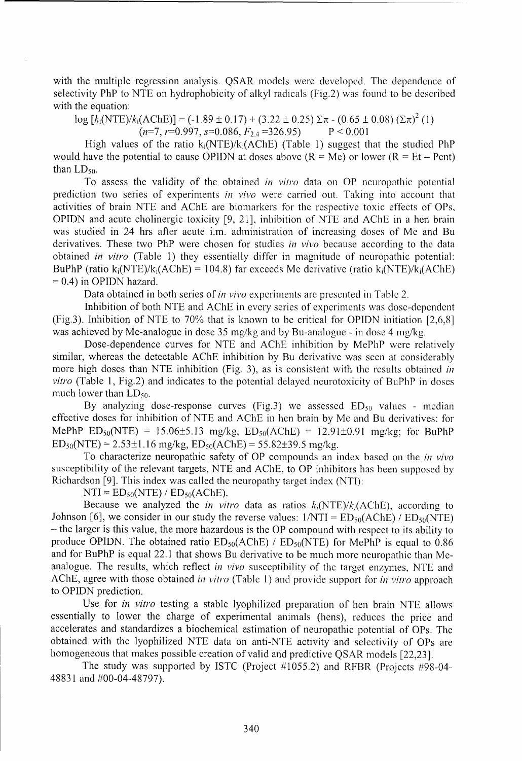with the multiple regression analysis. QSAR models were developed. The dependence of selectivity PhP to NTE on hydrophobicity of alkyl radicals (Fig.2) was found to be described with the equation:

$$\log [k_i(\text{NTE})/k_i(\text{AChE})] = (-1.89 \pm 0.17) + (3.22 \pm 0.25)\, \Sigma\pi - (0.65 \pm 0.08)\, (\Sigma\pi)^2 \quad (1)$$

$$(n=7,\ r=0.997,\ s=0.086,\ F_{2,4}=326.95) \qquad P < 0.001$$

High values of the ratio $k_i(\text{NTE})/k_i(\text{AChE})$ (Table 1) suggest that the studied PhP would have the potential to cause OPIDN at doses above (R = Me) or lower (R = Et – Pent) than $LD_{50}$.

To assess the validity of the obtained *in vitro* data on OP neuropathic potential prediction two series of experiments *in vivo* were carried out. Taking into account that activities of brain NTE and AChE are biomarkers for the respective toxic effects of OPs, OPIDN and acute cholinergic toxicity [9, 21], inhibition of NTE and AChE in a hen brain was studied in 24 hrs after acute i.m. administration of increasing doses of Me and Bu derivatives. These two PhP were chosen for studies *in vivo* because according to the data obtained *in vitro* (Table 1) they essentially differ in magnitude of neuropathic potential: BuPhP (ratio $k_i(\text{NTE})/k_i(\text{AChE})$ = 104.8) far exceeds Me derivative (ratio $k_i(\text{NTE})/k_i(\text{AChE})$ = 0.4) in OPIDN hazard.

Data obtained in both series of *in vivo* experiments are presented in Table 2.

Inhibition of both NTE and AChE in every series of experiments was dose-dependent (Fig.3). Inhibition of NTE to 70% that is known to be critical for OPIDN initiation [2,6,8] was achieved by Me-analogue in dose 35 mg/kg and by Bu-analogue - in dose 4 mg/kg.

Dose-dependence curves for NTE and AChE inhibition by MePhP were relatively similar, whereas the detectable AChE inhibition by Bu derivative was seen at considerably more high doses than NTE inhibition (Fig. 3), as is consistent with the results obtained *in vitro* (Table 1, Fig.2) and indicates to the potential delayed neurotoxicity of BuPhP in doses much lower than $LD_{50}$.

By analyzing dose-response curves (Fig.3) we assessed $ED_{50}$ values - median effective doses for inhibition of NTE and AChE in hen brain by Me and Bu derivatives: for MePhP $ED_{50}(\text{NTE})$ = 15.06±5.13 mg/kg, $ED_{50}(\text{AChE})$ = 12.91±0.91 mg/kg; for BuPhP $ED_{50}(\text{NTE})$ = 2.53±1.16 mg/kg, $ED_{50}(\text{AChE})$ = 55.82±39.5 mg/kg.

To characterize neuropathic safety of OP compounds an index based on the *in vivo* susceptibility of the relevant targets, NTE and AChE, to OP inhibitors has been supposed by Richardson [9]. This index was called the neuropathy target index (NTI):

$\text{NTI} = ED_{50}(\text{NTE}) / ED_{50}(\text{AChE})$.

Because we analyzed the *in vitro* data as ratios $k_i(\text{NTE})/k_i(\text{AChE})$, according to Johnson [6], we consider in our study the reverse values: $1/\text{NTI} = ED_{50}(\text{AChE}) / ED_{50}(\text{NTE})$ – the larger is this value, the more hazardous is the OP compound with respect to its ability to produce OPIDN. The obtained ratio $ED_{50}(\text{AChE}) / ED_{50}(\text{NTE})$ for MePhP is equal to 0.86 and for BuPhP is equal 22.1 that shows Bu derivative to be much more neuropathic than Me-analogue. The results, which reflect *in vivo* susceptibility of the target enzymes, NTE and AChE, agree with those obtained *in vitro* (Table 1) and provide support for *in vitro* approach to OPIDN prediction.

Use for *in vitro* testing a stable lyophilized preparation of hen brain NTE allows essentially to lower the charge of experimental animals (hens), reduces the price and accelerates and standardizes a biochemical estimation of neuropathic potential of OPs. The obtained with the lyophilized NTE data on anti-NTE activity and selectivity of OPs are homogeneous that makes possible creation of valid and predictive QSAR models [22,23].

The study was supported by ISTC (Project #1055.2) and RFBR (Projects #98-04-48831 and #00-04-48797).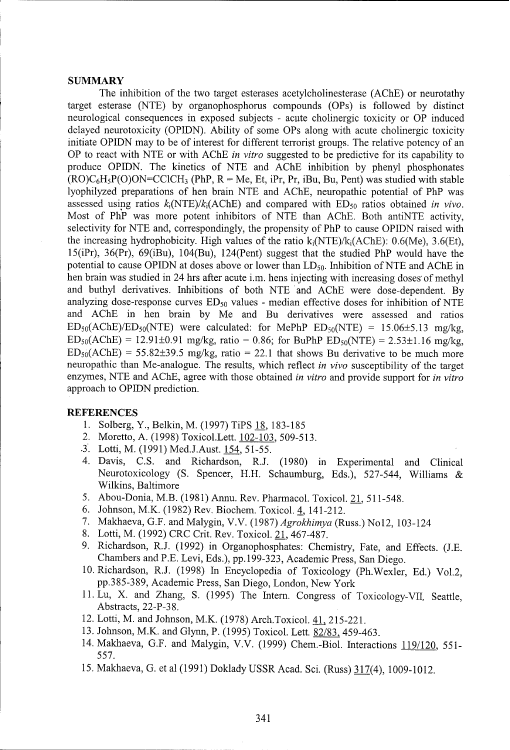## SUMMARY

The inhibition of the two target esterases acetylcholinesterase (AChE) or neurotathy target esterase (NTE) by organophosphorus compounds (OPs) is followed by distinct neurological consequences in exposed subjects - acute cholinergic toxicity or OP induced delayed neurotoxicity (OPIDN). Ability of some OPs along with acute cholinergic toxicity initiate OPIDN may to be of interest for different terrorist groups. The relative potency of an OP to react with NTE or with AChE *in vitro* suggested to be predictive for its capability to produce OPIDN. The kinetics of NTE and AChE inhibition by phenyl phosphonates $(RO)C_6H_5P(O)ON{=}CClCH_3$ (PhP, R = Me, Et, iPr, Pr, iBu, Bu, Pent) was studied with stable lyophilyzed preparations of hen brain NTE and AChE, neuropathic potential of PhP was assessed using ratios $k_i(NTE)/k_i(AChE)$ and compared with $ED_{50}$ ratios obtained *in vivo*. Most of PhP was more potent inhibitors of NTE than AChE. Both antiNTE activity, selectivity for NTE and, correspondingly, the propensity of PhP to cause OPIDN raised with the increasing hydrophobicity. High values of the ratio $k_i(NTE)/k_i(AChE)$: 0.6(Me), 3.6(Et), 15(iPr), 36(Pr), 69(iBu), 104(Bu), 124(Pent) suggest that the studied PhP would have the potential to cause OPIDN at doses above or lower than $LD_{50}$. Inhibition of NTE and AChE in hen brain was studied in 24 hrs after acute i.m. hens injecting with increasing doses of methyl and buthyl derivatives. Inhibitions of both NTE and AChE were dose-dependent. By analyzing dose-response curves $ED_{50}$ values - median effective doses for inhibition of NTE and AChE in hen brain by Me and Bu derivatives were assessed and ratios $ED_{50}(AChE)/ED_{50}(NTE)$ were calculated: for MePhP $ED_{50}(NTE) = 15.06 \pm 5.13$ mg/kg, $ED_{50}(AChE) = 12.91 \pm 0.91$ mg/kg, ratio = 0.86; for BuPhP $ED_{50}(NTE) = 2.53 \pm 1.16$ mg/kg, $ED_{50}(AChE) = 55.82 \pm 39.5$ mg/kg, ratio = 22.1 that shows Bu derivative to be much more neuropathic than Me-analogue. The results, which reflect *in vivo* susceptibility of the target enzymes, NTE and AChE, agree with those obtained *in vitro* and provide support for *in vitro* approach to OPIDN prediction.

## REFERENCES

1. Solberg, Y., Belkin, M. (1997) TiPS 18, 183-185
2. Moretto, A. (1998) Toxicol.Lett. 102-103, 509-513.
3. Lotti, M. (1991) Med.J.Aust. 154, 51-55.
4. Davis, C.S. and Richardson, R.J. (1980) in Experimental and Clinical Neurotoxicology (S. Spencer, H.H. Schaumburg, Eds.), 527-544, Williams & Wilkins, Baltimore
5. Abou-Donia, M.B. (1981) Annu. Rev. Pharmacol. Toxicol. 21, 511-548.
6. Johnson, M.K. (1982) Rev. Biochem. Toxicol. 4, 141-212.
7. Makhaeva, G.F. and Malygin, V.V. (1987) *Agrokhimya* (Russ.) No12, 103-124
8. Lotti, M. (1992) CRC Crit. Rev. Toxicol. 21, 467-487.
9. Richardson, R.J. (1992) in Organophosphates: Chemistry, Fate, and Effects. (J.E. Chambers and P.E. Levi, Eds.), pp.199-323, Academic Press, San Diego.
10. Richardson, R.J. (1998) In Encyclopedia of Toxicology (Ph.Wexler, Ed.) Vol.2, pp.385-389, Academic Press, San Diego, London, New York
11. Lu, X. and Zhang, S. (1995) The Intern. Congress of Toxicology-VII, Seattle, Abstracts, 22-P-38.
12. Lotti, M. and Johnson, M.K. (1978) Arch.Toxicol. 41, 215-221.
13. Johnson, M.K. and Glynn, P. (1995) Toxicol. Lett. 82/83, 459-463.
14. Makhaeva, G.F. and Malygin, V.V. (1999) Chem.-Biol. Interactions 119/120, 551-557.
15. Makhaeva, G. et al (1991) Doklady USSR Acad. Sci. (Russ) 317(4), 1009-1012.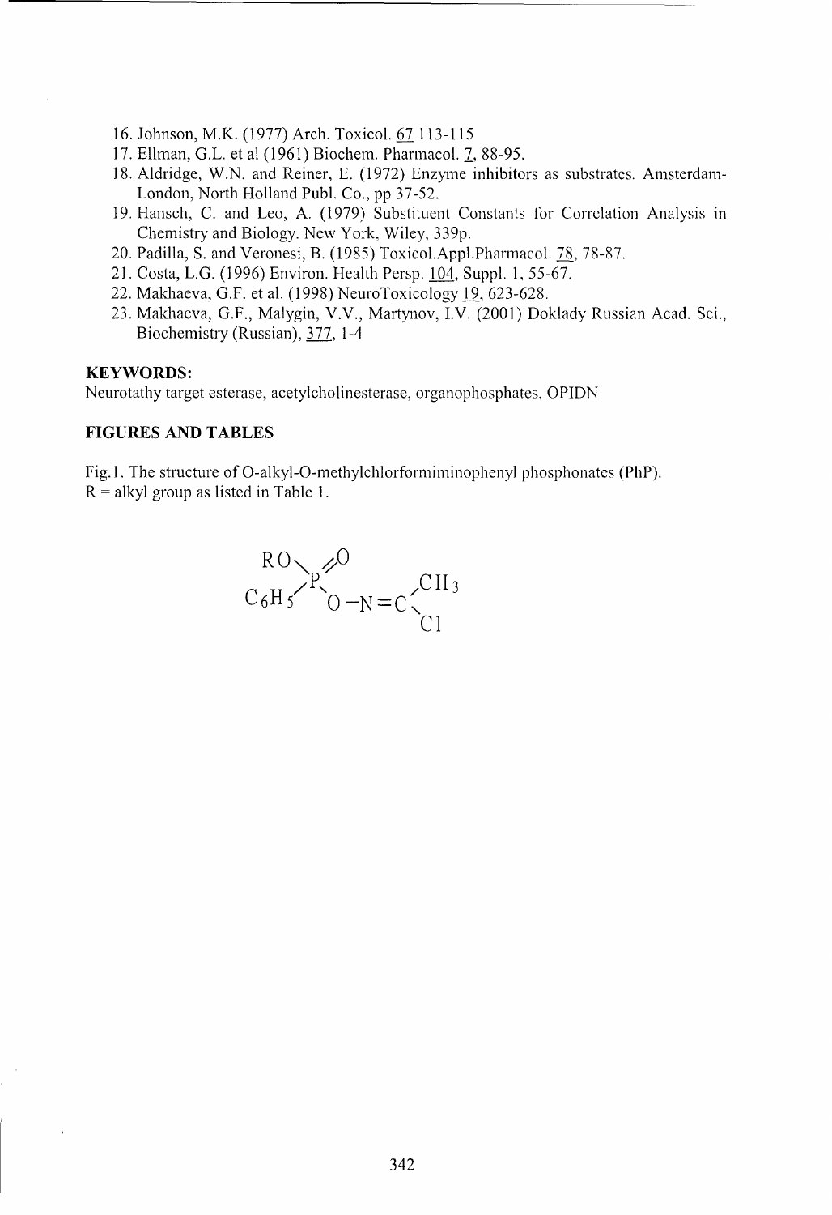16. Johnson, M.K. (1977) Arch. Toxicol. 67 113-115
17. Ellman, G.L. et al (1961) Biochem. Pharmacol. 7, 88-95.
18. Aldridge, W.N. and Reiner, E. (1972) Enzyme inhibitors as substrates. Amsterdam-London, North Holland Publ. Co., pp 37-52.
19. Hansch, C. and Leo, A. (1979) Substituent Constants for Correlation Analysis in Chemistry and Biology. New York, Wiley, 339p.
20. Padilla, S. and Veronesi, B. (1985) Toxicol.Appl.Pharmacol. 78, 78-87.
21. Costa, L.G. (1996) Environ. Health Persp. 104, Suppl. 1, 55-67.
22. Makhaeva, G.F. et al. (1998) NeuroToxicology 19, 623-628.
23. Makhaeva, G.F., Malygin, V.V., Martynov, I.V. (2001) Doklady Russian Acad. Sci., Biochemistry (Russian), 377, 1-4

## KEYWORDS:

Neurotathy target esterase, acetylcholinesterase, organophosphates, OPIDN

## FIGURES AND TABLES

Fig.1. The structure of O-alkyl-O-methylchlorformiminophenyl phosphonates (PhP). R = alkyl group as listed in Table 1.

RO
C6H5
P
O
O
N
C
CH3
Cl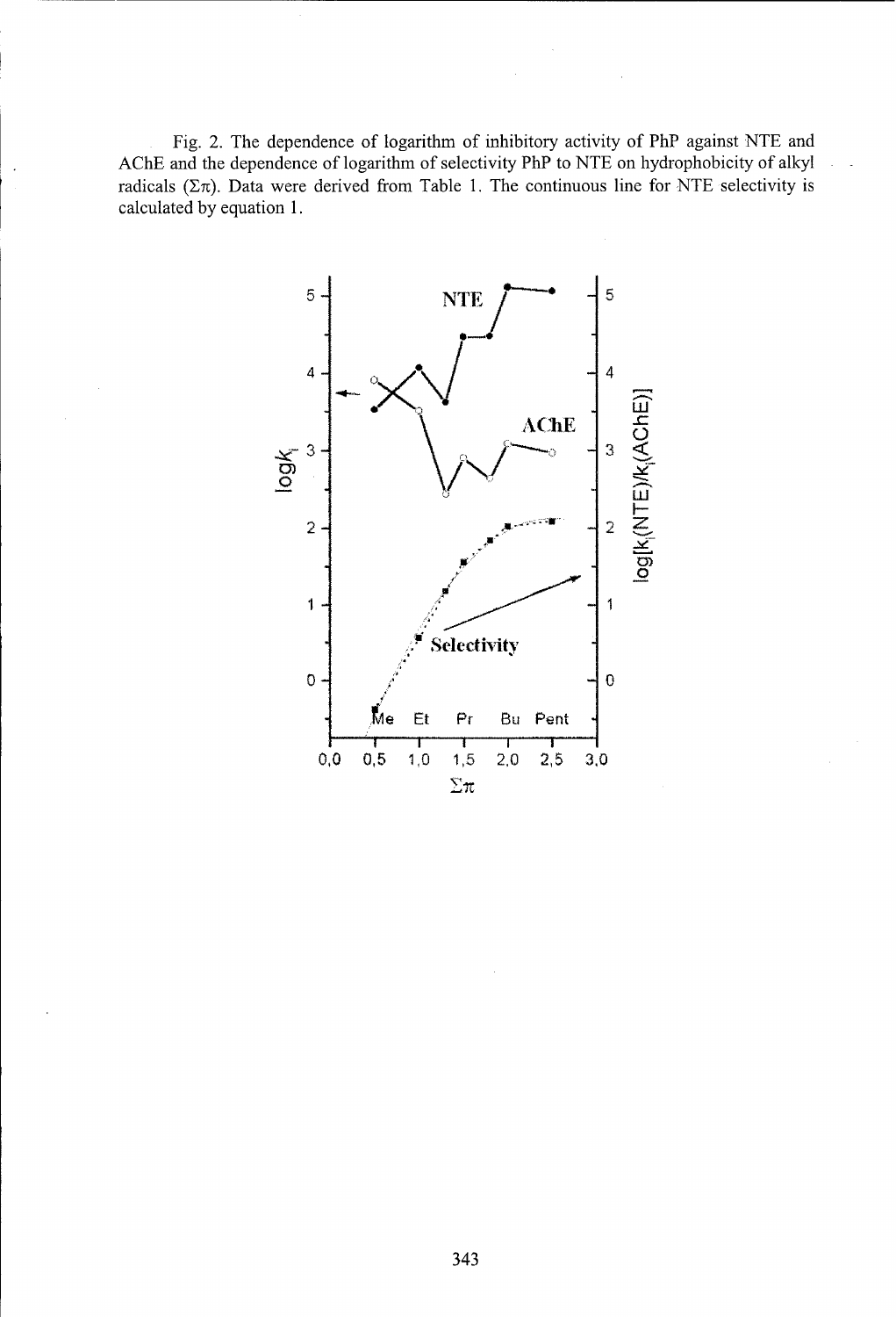Fig. 2. The dependence of logarithm of inhibitory activity of PhP against NTE and AChE and the dependence of logarithm of selectivity PhP to NTE on hydrophobicity of alkyl radicals ($\Sigma\pi$). Data were derived from Table 1. The continuous line for NTE selectivity is calculated by equation 1.

NTE

AChE

Selectivity

$\log k_i$

$\log[k_i(\text{NTE})/k_i(\text{AChE})]$

Me Et Pr Bu Pent

0,0 0,5 1,0 1,5 2,0 2,5 3,0

$\Sigma\pi$

5 4 3 2 1 0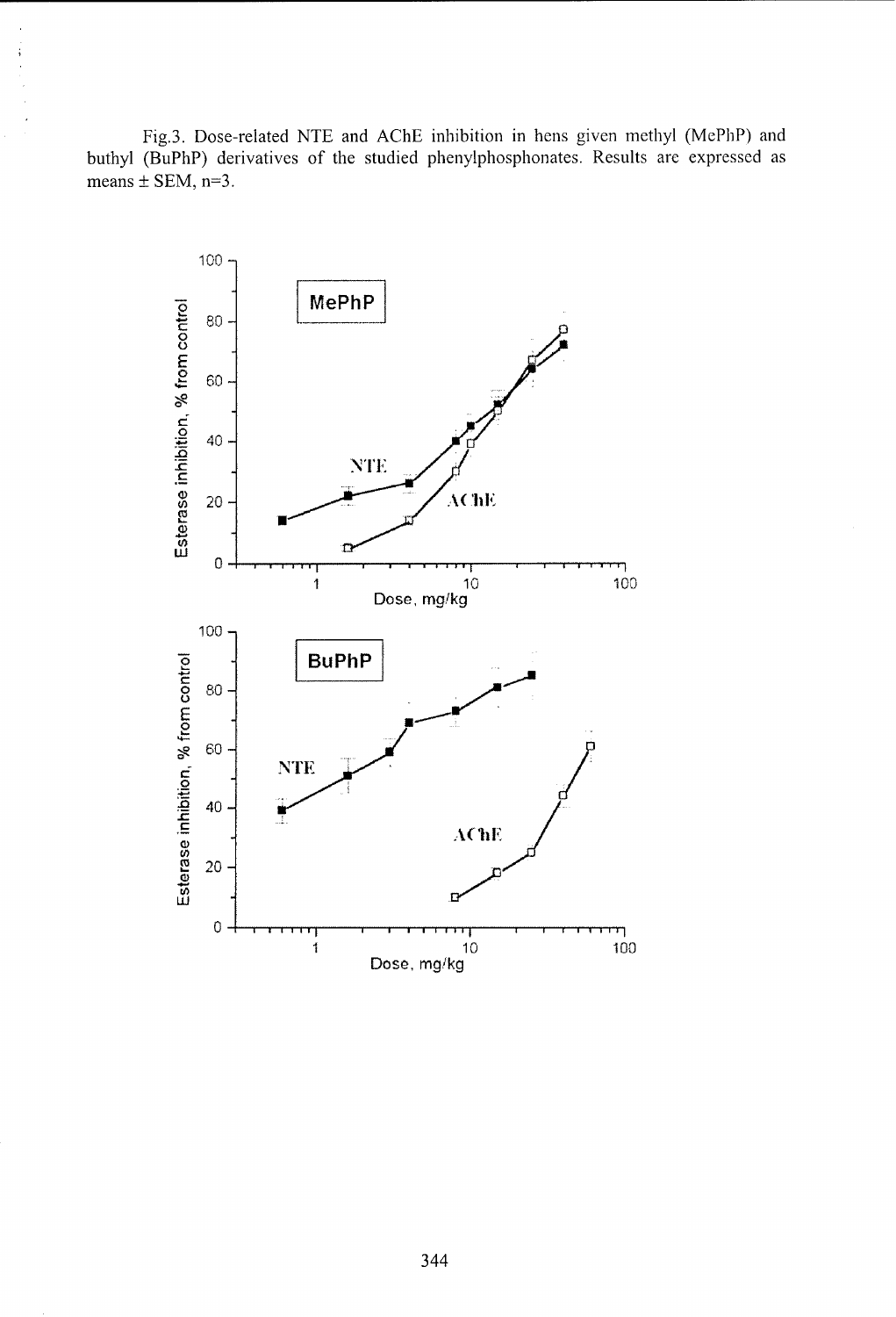Fig.3. Dose-related NTE and AChE inhibition in hens given methyl (MePhP) and buthyl (BuPhP) derivatives of the studied phenylphosphonates. Results are expressed as means ± SEM, n=3.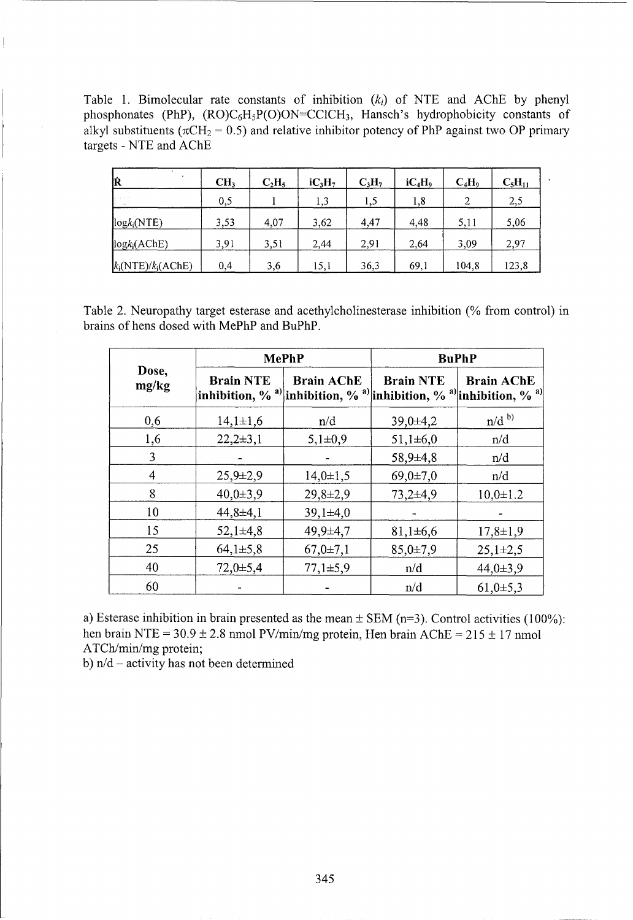Table 1. Bimolecular rate constants of inhibition ($k_i$) of NTE and AChE by phenyl phosphonates (PhP), $(RO)C_6H_5P(O)ON{=}CClCH_3$, Hansch's hydrophobicity constants of alkyl substituents ($\pi CH_2 = 0.5$) and relative inhibitor potency of PhP against two OP primary targets - NTE and AChE

| R | $CH_3$ | $C_2H_5$ | $iC_3H_7$ | $C_3H_7$ | $iC_4H_9$ | $C_4H_9$ | $C_5H_{11}$ |
|---|---|---|---|---|---|---|---|
| | 0,5 | 1 | 1,3 | 1,5 | 1,8 | 2 | 2,5 |
| $\log k_i$(NTE) | 3,53 | 4,07 | 3,62 | 4,47 | 4,48 | 5,11 | 5,06 |
| $\log k_i$(AChE) | 3,91 | 3,51 | 2,44 | 2,91 | 2,64 | 3,09 | 2,97 |
| $k_i$(NTE)/$k_i$(AChE) | 0,4 | 3,6 | 15,1 | 36,3 | 69,1 | 104,8 | 123,8 |

Table 2. Neuropathy target esterase and acethylcholinesterase inhibition (% from control) in brains of hens dosed with MePhP and BuPhP.

| Dose, mg/kg | MePhP | | BuPhP | |
|---|---|---|---|---|
| | Brain NTE inhibition, % [a] | Brain AChE inhibition, % [a] | Brain NTE inhibition, % [a] | Brain AChE inhibition, % [a] |
| 0,6 | 14,1±1,6 | n/d | 39,0±4,2 | n/d [b] |
| 1,6 | 22,2±3,1 | 5,1±0,9 | 51,1±6,0 | n/d |
| 3 | - | - | 58,9±4,8 | n/d |
| 4 | 25,9±2,9 | 14,0±1,5 | 69,0±7,0 | n/d |
| 8 | 40,0±3,9 | 29,8±2,9 | 73,2±4,9 | 10,0±1.2 |
| 10 | 44,8±4,1 | 39,1±4,0 | - | - |
| 15 | 52,1±4,8 | 49,9±4,7 | 81,1±6,6 | 17,8±1,9 |
| 25 | 64,1±5,8 | 67,0±7,1 | 85,0±7,9 | 25,1±2,5 |
| 40 | 72,0±5,4 | 77,1±5,9 | n/d | 44,0±3,9 |
| 60 | - | - | n/d | 61,0±5,3 |

a) Esterase inhibition in brain presented as the mean ± SEM (n=3). Control activities (100%): hen brain NTE = 30.9 ± 2.8 nmol PV/min/mg protein, Hen brain AChE = 215 ± 17 nmol ATCh/min/mg protein;

b) n/d – activity has not been determined